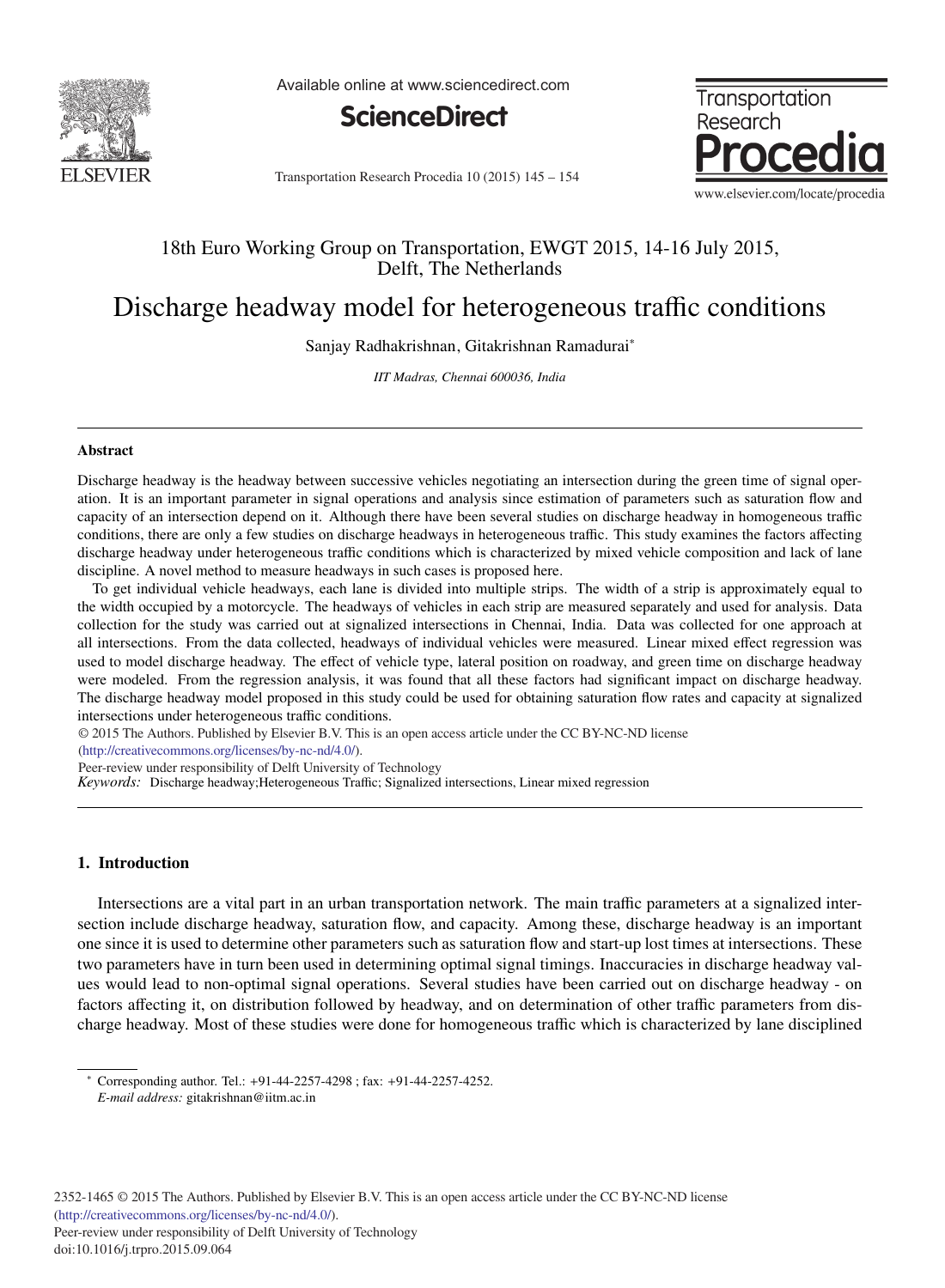18th Euro Working Group on Transportation, EWGT 2015, 14-16 July 2015, Delft, The Netherlands

# Discharge headway model for heterogeneous traffic conditions

Sanjay Radhakrishnan, Gitakrishnan Ramadurai*

*IIT Madras, Chennai 600036, India*

---

## Abstract

Discharge headway is the headway between successive vehicles negotiating an intersection during the green time of signal operation. It is an important parameter in signal operations and analysis since estimation of parameters such as saturation flow and capacity of an intersection depend on it. Although there have been several studies on discharge headway in homogeneous traffic conditions, there are only a few studies on discharge headways in heterogeneous traffic. This study examines the factors affecting discharge headway under heterogeneous traffic conditions which is characterized by mixed vehicle composition and lack of lane discipline. A novel method to measure headways in such cases is proposed here.

To get individual vehicle headways, each lane is divided into multiple strips. The width of a strip is approximately equal to the width occupied by a motorcycle. The headways of vehicles in each strip are measured separately and used for analysis. Data collection for the study was carried out at signalized intersections in Chennai, India. Data was collected for one approach at all intersections. From the data collected, headways of individual vehicles were measured. Linear mixed effect regression was used to model discharge headway. The effect of vehicle type, lateral position on roadway, and green time on discharge headway were modeled. From the regression analysis, it was found that all these factors had significant impact on discharge headway. The discharge headway model proposed in this study could be used for obtaining saturation flow rates and capacity at signalized intersections under heterogeneous traffic conditions.

© 2015 The Authors. Published by Elsevier B.V. This is an open access article under the CC BY-NC-ND license (http://creativecommons.org/licenses/by-nc-nd/4.0/).

Peer-review under responsibility of Delft University of Technology

*Keywords:* Discharge headway;Heterogeneous Traffic; Signalized intersections, Linear mixed regression

---

## 1. Introduction

Intersections are a vital part in an urban transportation network. The main traffic parameters at a signalized intersection include discharge headway, saturation flow, and capacity. Among these, discharge headway is an important one since it is used to determine other parameters such as saturation flow and start-up lost times at intersections. These two parameters have in turn been used in determining optimal signal timings. Inaccuracies in discharge headway values would lead to non-optimal signal operations. Several studies have been carried out on discharge headway - on factors affecting it, on distribution followed by headway, and on determination of other traffic parameters from discharge headway. Most of these studies were done for homogeneous traffic which is characterized by lane disciplined

---

* Corresponding author. Tel.: +91-44-2257-4298 ; fax: +91-44-2257-4252.
*E-mail address:* gitakrishnan@iitm.ac.in

2352-1465 © 2015 The Authors. Published by Elsevier B.V. This is an open access article under the CC BY-NC-ND license (http://creativecommons.org/licenses/by-nc-nd/4.0/).
Peer-review under responsibility of Delft University of Technology
doi:10.1016/j.trpro.2015.09.064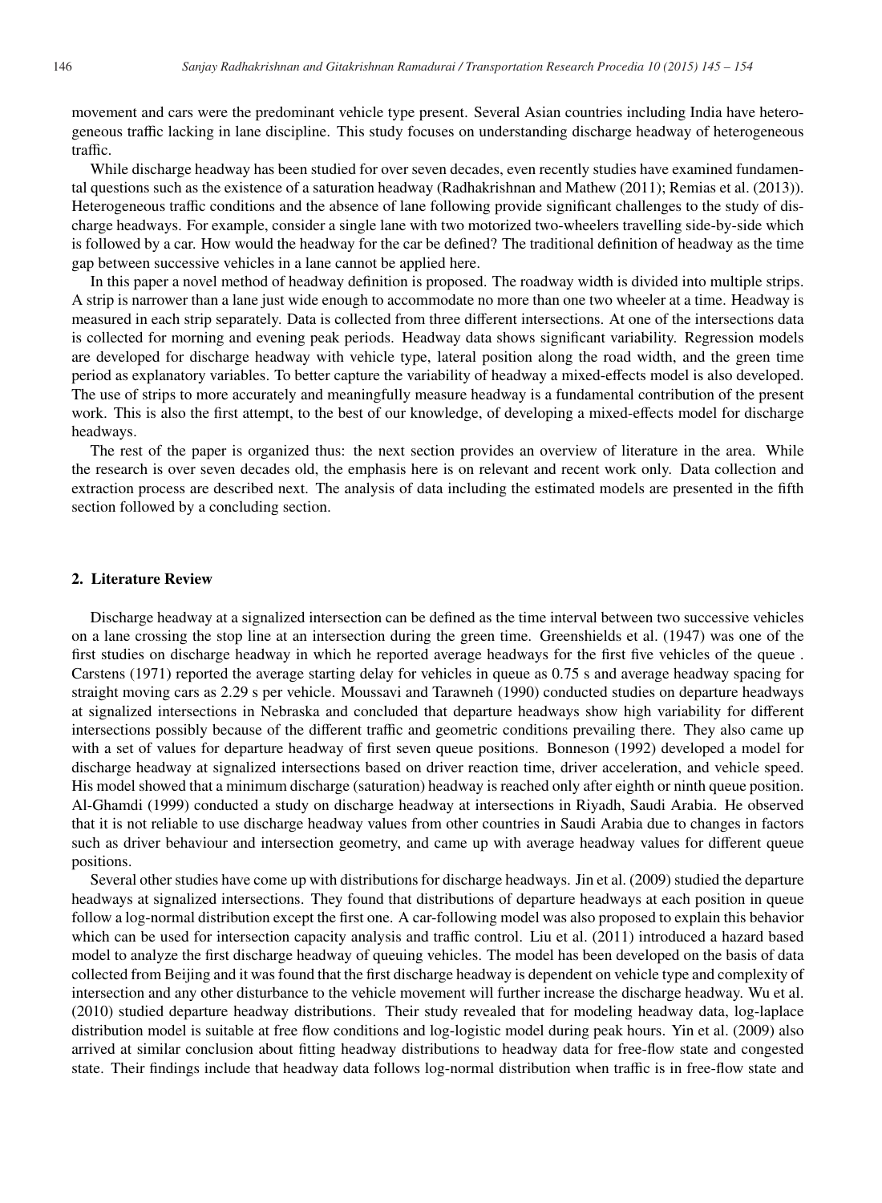movement and cars were the predominant vehicle type present. Several Asian countries including India have heterogeneous traffic lacking in lane discipline. This study focuses on understanding discharge headway of heterogeneous traffic.

While discharge headway has been studied for over seven decades, even recently studies have examined fundamental questions such as the existence of a saturation headway (Radhakrishnan and Mathew (2011); Remias et al. (2013)). Heterogeneous traffic conditions and the absence of lane following provide significant challenges to the study of discharge headways. For example, consider a single lane with two motorized two-wheelers travelling side-by-side which is followed by a car. How would the headway for the car be defined? The traditional definition of headway as the time gap between successive vehicles in a lane cannot be applied here.

In this paper a novel method of headway definition is proposed. The roadway width is divided into multiple strips. A strip is narrower than a lane just wide enough to accommodate no more than one two wheeler at a time. Headway is measured in each strip separately. Data is collected from three different intersections. At one of the intersections data is collected for morning and evening peak periods. Headway data shows significant variability. Regression models are developed for discharge headway with vehicle type, lateral position along the road width, and the green time period as explanatory variables. To better capture the variability of headway a mixed-effects model is also developed. The use of strips to more accurately and meaningfully measure headway is a fundamental contribution of the present work. This is also the first attempt, to the best of our knowledge, of developing a mixed-effects model for discharge headways.

The rest of the paper is organized thus: the next section provides an overview of literature in the area. While the research is over seven decades old, the emphasis here is on relevant and recent work only. Data collection and extraction process are described next. The analysis of data including the estimated models are presented in the fifth section followed by a concluding section.

## 2. Literature Review

Discharge headway at a signalized intersection can be defined as the time interval between two successive vehicles on a lane crossing the stop line at an intersection during the green time. Greenshields et al. (1947) was one of the first studies on discharge headway in which he reported average headways for the first five vehicles of the queue . Carstens (1971) reported the average starting delay for vehicles in queue as 0.75 s and average headway spacing for straight moving cars as 2.29 s per vehicle. Moussavi and Tarawneh (1990) conducted studies on departure headways at signalized intersections in Nebraska and concluded that departure headways show high variability for different intersections possibly because of the different traffic and geometric conditions prevailing there. They also came up with a set of values for departure headway of first seven queue positions. Bonneson (1992) developed a model for discharge headway at signalized intersections based on driver reaction time, driver acceleration, and vehicle speed. His model showed that a minimum discharge (saturation) headway is reached only after eighth or ninth queue position. Al-Ghamdi (1999) conducted a study on discharge headway at intersections in Riyadh, Saudi Arabia. He observed that it is not reliable to use discharge headway values from other countries in Saudi Arabia due to changes in factors such as driver behaviour and intersection geometry, and came up with average headway values for different queue positions.

Several other studies have come up with distributions for discharge headways. Jin et al. (2009) studied the departure headways at signalized intersections. They found that distributions of departure headways at each position in queue follow a log-normal distribution except the first one. A car-following model was also proposed to explain this behavior which can be used for intersection capacity analysis and traffic control. Liu et al. (2011) introduced a hazard based model to analyze the first discharge headway of queuing vehicles. The model has been developed on the basis of data collected from Beijing and it was found that the first discharge headway is dependent on vehicle type and complexity of intersection and any other disturbance to the vehicle movement will further increase the discharge headway. Wu et al. (2010) studied departure headway distributions. Their study revealed that for modeling headway data, log-laplace distribution model is suitable at free flow conditions and log-logistic model during peak hours. Yin et al. (2009) also arrived at similar conclusion about fitting headway distributions to headway data for free-flow state and congested state. Their findings include that headway data follows log-normal distribution when traffic is in free-flow state and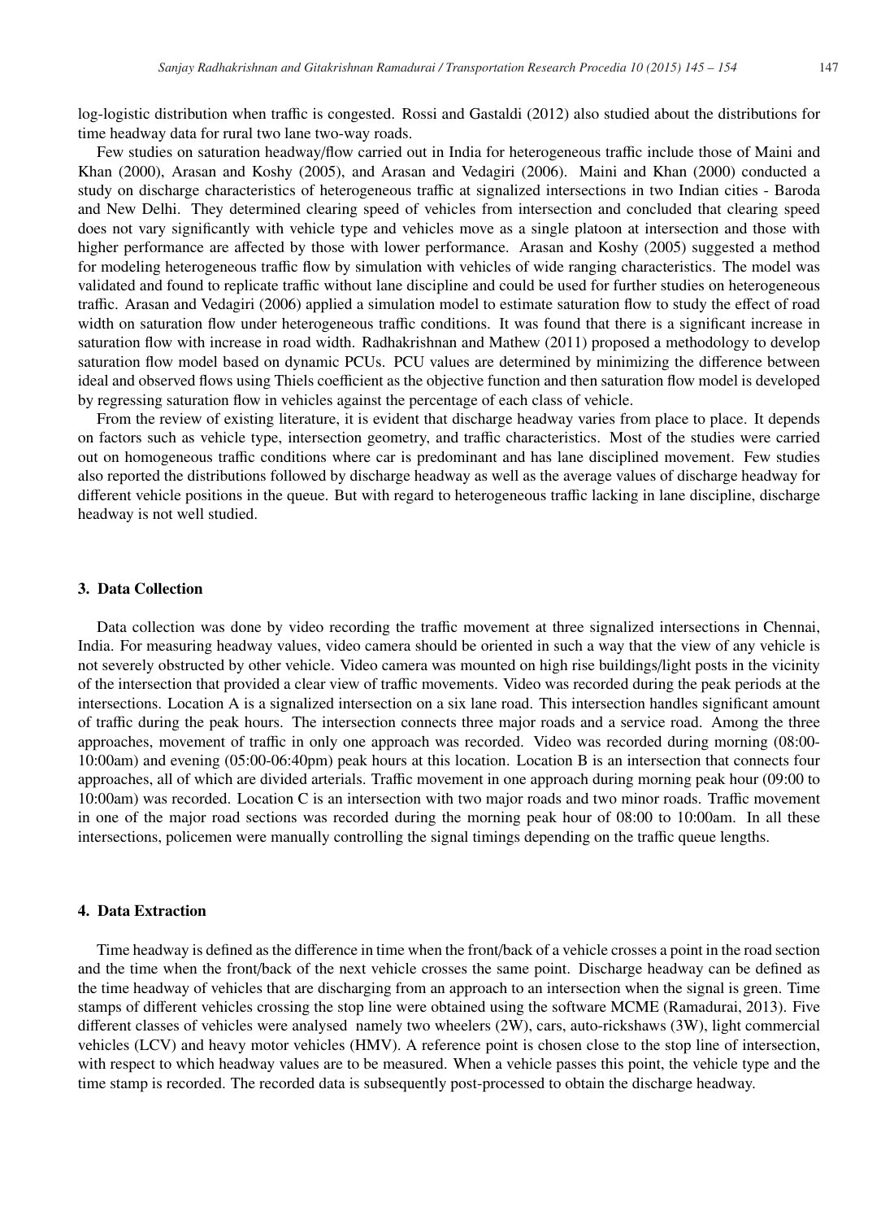log-logistic distribution when traffic is congested. Rossi and Gastaldi (2012) also studied about the distributions for time headway data for rural two lane two-way roads.

Few studies on saturation headway/flow carried out in India for heterogeneous traffic include those of Maini and Khan (2000), Arasan and Koshy (2005), and Arasan and Vedagiri (2006). Maini and Khan (2000) conducted a study on discharge characteristics of heterogeneous traffic at signalized intersections in two Indian cities - Baroda and New Delhi. They determined clearing speed of vehicles from intersection and concluded that clearing speed does not vary significantly with vehicle type and vehicles move as a single platoon at intersection and those with higher performance are affected by those with lower performance. Arasan and Koshy (2005) suggested a method for modeling heterogeneous traffic flow by simulation with vehicles of wide ranging characteristics. The model was validated and found to replicate traffic without lane discipline and could be used for further studies on heterogeneous traffic. Arasan and Vedagiri (2006) applied a simulation model to estimate saturation flow to study the effect of road width on saturation flow under heterogeneous traffic conditions. It was found that there is a significant increase in saturation flow with increase in road width. Radhakrishnan and Mathew (2011) proposed a methodology to develop saturation flow model based on dynamic PCUs. PCU values are determined by minimizing the difference between ideal and observed flows using Thiels coefficient as the objective function and then saturation flow model is developed by regressing saturation flow in vehicles against the percentage of each class of vehicle.

From the review of existing literature, it is evident that discharge headway varies from place to place. It depends on factors such as vehicle type, intersection geometry, and traffic characteristics. Most of the studies were carried out on homogeneous traffic conditions where car is predominant and has lane disciplined movement. Few studies also reported the distributions followed by discharge headway as well as the average values of discharge headway for different vehicle positions in the queue. But with regard to heterogeneous traffic lacking in lane discipline, discharge headway is not well studied.

## 3. Data Collection

Data collection was done by video recording the traffic movement at three signalized intersections in Chennai, India. For measuring headway values, video camera should be oriented in such a way that the view of any vehicle is not severely obstructed by other vehicle. Video camera was mounted on high rise buildings/light posts in the vicinity of the intersection that provided a clear view of traffic movements. Video was recorded during the peak periods at the intersections. Location A is a signalized intersection on a six lane road. This intersection handles significant amount of traffic during the peak hours. The intersection connects three major roads and a service road. Among the three approaches, movement of traffic in only one approach was recorded. Video was recorded during morning (08:00-10:00am) and evening (05:00-06:40pm) peak hours at this location. Location B is an intersection that connects four approaches, all of which are divided arterials. Traffic movement in one approach during morning peak hour (09:00 to 10:00am) was recorded. Location C is an intersection with two major roads and two minor roads. Traffic movement in one of the major road sections was recorded during the morning peak hour of 08:00 to 10:00am. In all these intersections, policemen were manually controlling the signal timings depending on the traffic queue lengths.

## 4. Data Extraction

Time headway is defined as the difference in time when the front/back of a vehicle crosses a point in the road section and the time when the front/back of the next vehicle crosses the same point. Discharge headway can be defined as the time headway of vehicles that are discharging from an approach to an intersection when the signal is green. Time stamps of different vehicles crossing the stop line were obtained using the software MCME (Ramadurai, 2013). Five different classes of vehicles were analysed namely two wheelers (2W), cars, auto-rickshaws (3W), light commercial vehicles (LCV) and heavy motor vehicles (HMV). A reference point is chosen close to the stop line of intersection, with respect to which headway values are to be measured. When a vehicle passes this point, the vehicle type and the time stamp is recorded. The recorded data is subsequently post-processed to obtain the discharge headway.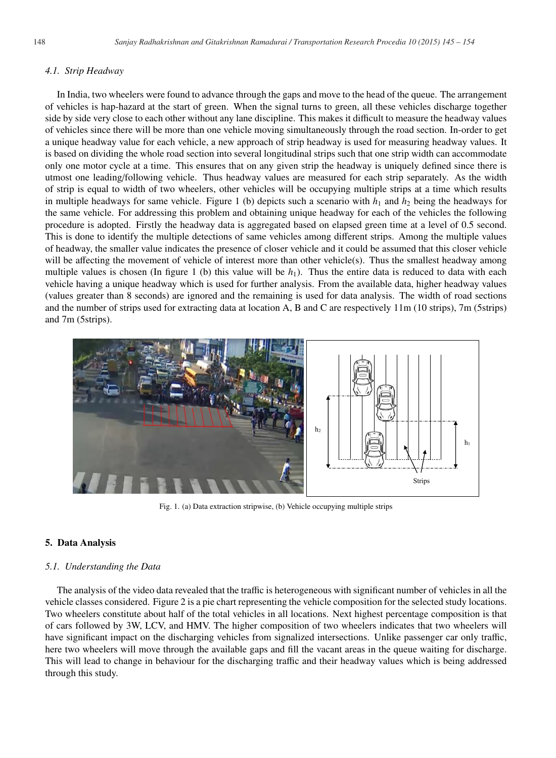### 4.1. Strip Headway

In India, two wheelers were found to advance through the gaps and move to the head of the queue. The arrangement of vehicles is hap-hazard at the start of green. When the signal turns to green, all these vehicles discharge together side by side very close to each other without any lane discipline. This makes it difficult to measure the headway values of vehicles since there will be more than one vehicle moving simultaneously through the road section. In-order to get a unique headway value for each vehicle, a new approach of strip headway is used for measuring headway values. It is based on dividing the whole road section into several longitudinal strips such that one strip width can accommodate only one motor cycle at a time. This ensures that on any given strip the headway is uniquely defined since there is utmost one leading/following vehicle. Thus headway values are measured for each strip separately. As the width of strip is equal to width of two wheelers, other vehicles will be occupying multiple strips at a time which results in multiple headways for same vehicle. Figure 1 (b) depicts such a scenario with $h_1$ and $h_2$ being the headways for the same vehicle. For addressing this problem and obtaining unique headway for each of the vehicles the following procedure is adopted. Firstly the headway data is aggregated based on elapsed green time at a level of 0.5 second. This is done to identify the multiple detections of same vehicles among different strips. Among the multiple values of headway, the smaller value indicates the presence of closer vehicle and it could be assumed that this closer vehicle will be affecting the movement of vehicle of interest more than other vehicle(s). Thus the smallest headway among multiple values is chosen (In figure 1 (b) this value will be $h_1$). Thus the entire data is reduced to data with each vehicle having a unique headway which is used for further analysis. From the available data, higher headway values (values greater than 8 seconds) are ignored and the remaining is used for data analysis. The width of road sections and the number of strips used for extracting data at location A, B and C are respectively 11m (10 strips), 7m (5strips) and 7m (5strips).

Fig. 1. (a) Data extraction stripwise, (b) Vehicle occupying multiple strips

## 5. Data Analysis

### 5.1. Understanding the Data

The analysis of the video data revealed that the traffic is heterogeneous with significant number of vehicles in all the vehicle classes considered. Figure 2 is a pie chart representing the vehicle composition for the selected study locations. Two wheelers constitute about half of the total vehicles in all locations. Next highest percentage composition is that of cars followed by 3W, LCV, and HMV. The higher composition of two wheelers indicates that two wheelers will have significant impact on the discharging vehicles from signalized intersections. Unlike passenger car only traffic, here two wheelers will move through the available gaps and fill the vacant areas in the queue waiting for discharge. This will lead to change in behaviour for the discharging traffic and their headway values which is being addressed through this study.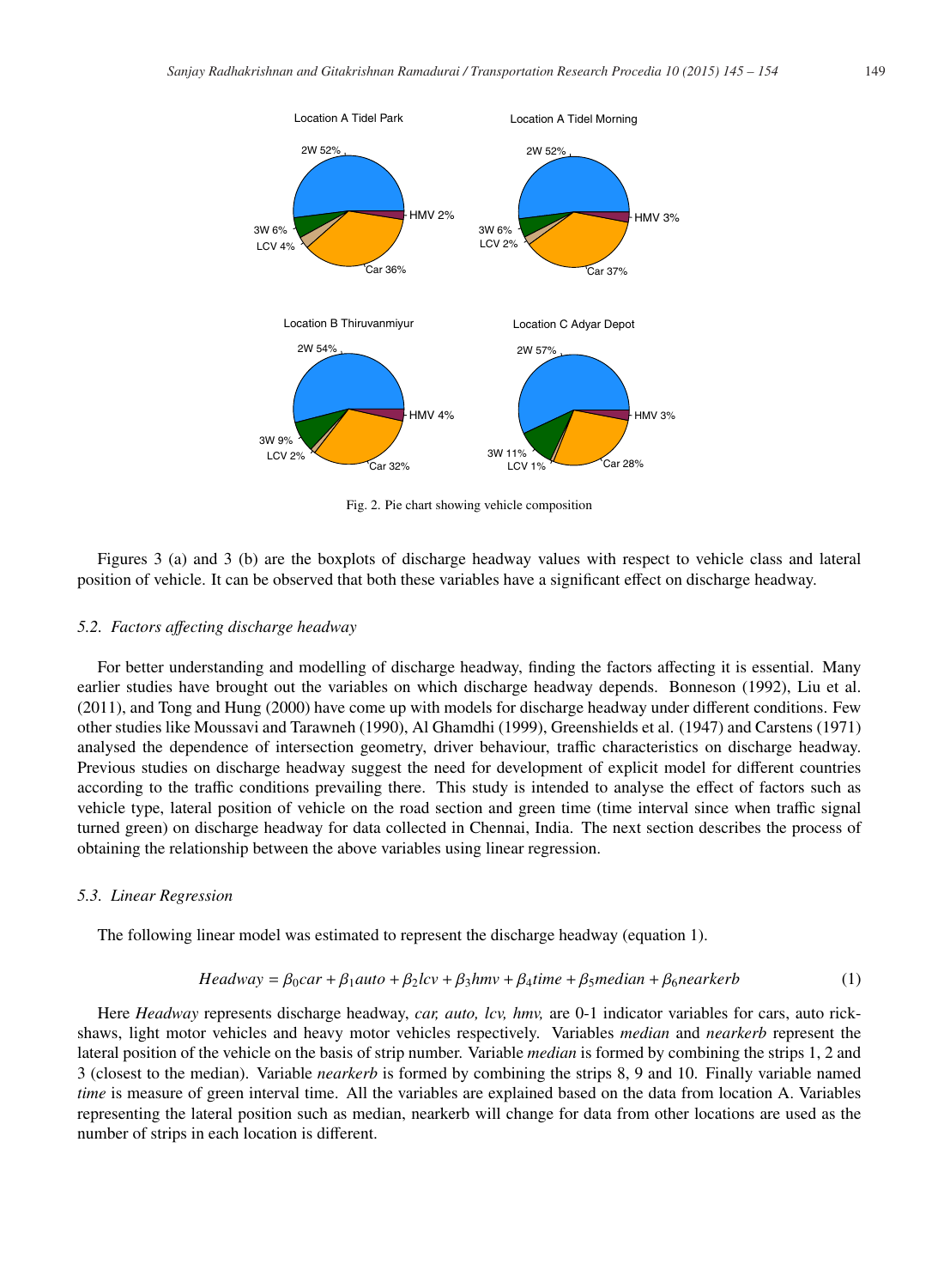Fig. 2. Pie chart showing vehicle composition

Figures 3 (a) and 3 (b) are the boxplots of discharge headway values with respect to vehicle class and lateral position of vehicle. It can be observed that both these variables have a significant effect on discharge headway.

### 5.2. Factors affecting discharge headway

For better understanding and modelling of discharge headway, finding the factors affecting it is essential. Many earlier studies have brought out the variables on which discharge headway depends. Bonneson (1992), Liu et al. (2011), and Tong and Hung (2000) have come up with models for discharge headway under different conditions. Few other studies like Moussavi and Tarawneh (1990), Al Ghamdhi (1999), Greenshields et al. (1947) and Carstens (1971) analysed the dependence of intersection geometry, driver behaviour, traffic characteristics on discharge headway. Previous studies on discharge headway suggest the need for development of explicit model for different countries according to the traffic conditions prevailing there. This study is intended to analyse the effect of factors such as vehicle type, lateral position of vehicle on the road section and green time (time interval since when traffic signal turned green) on discharge headway for data collected in Chennai, India. The next section describes the process of obtaining the relationship between the above variables using linear regression.

### 5.3. Linear Regression

The following linear model was estimated to represent the discharge headway (equation 1).

$$Headway = \beta_0 car + \beta_1 auto + \beta_2 lcv + \beta_3 hmv + \beta_4 time + \beta_5 median + \beta_6 nearkerb \tag{1}$$

Here *Headway* represents discharge headway, *car, auto, lcv, hmv,* are 0-1 indicator variables for cars, auto rickshaws, light motor vehicles and heavy motor vehicles respectively. Variables *median* and *nearkerb* represent the lateral position of the vehicle on the basis of strip number. Variable *median* is formed by combining the strips 1, 2 and 3 (closest to the median). Variable *nearkerb* is formed by combining the strips 8, 9 and 10. Finally variable named *time* is measure of green interval time. All the variables are explained based on the data from location A. Variables representing the lateral position such as median, nearkerb will change for data from other locations are used as the number of strips in each location is different.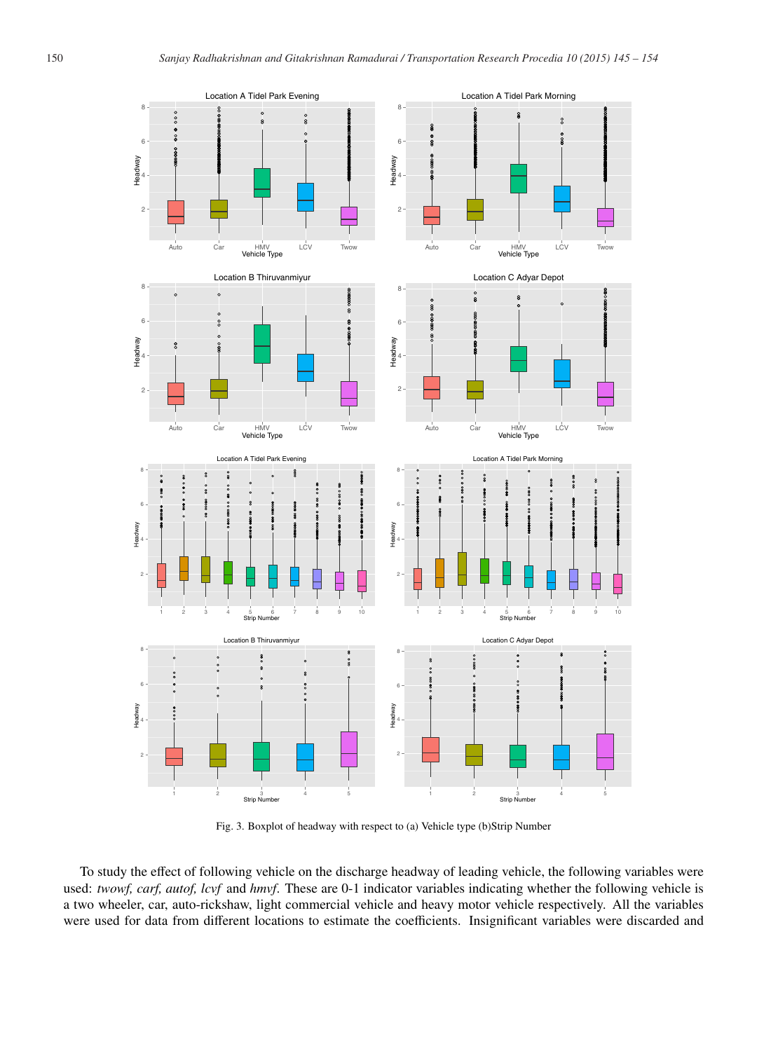Fig. 3. Boxplot of headway with respect to (a) Vehicle type (b)Strip Number

To study the effect of following vehicle on the discharge headway of leading vehicle, the following variables were used: *twowf, carf, autof, lcvf* and *hmvf*. These are 0-1 indicator variables indicating whether the following vehicle is a two wheeler, car, auto-rickshaw, light commercial vehicle and heavy motor vehicle respectively. All the variables were used for data from different locations to estimate the coefficients. Insignificant variables were discarded and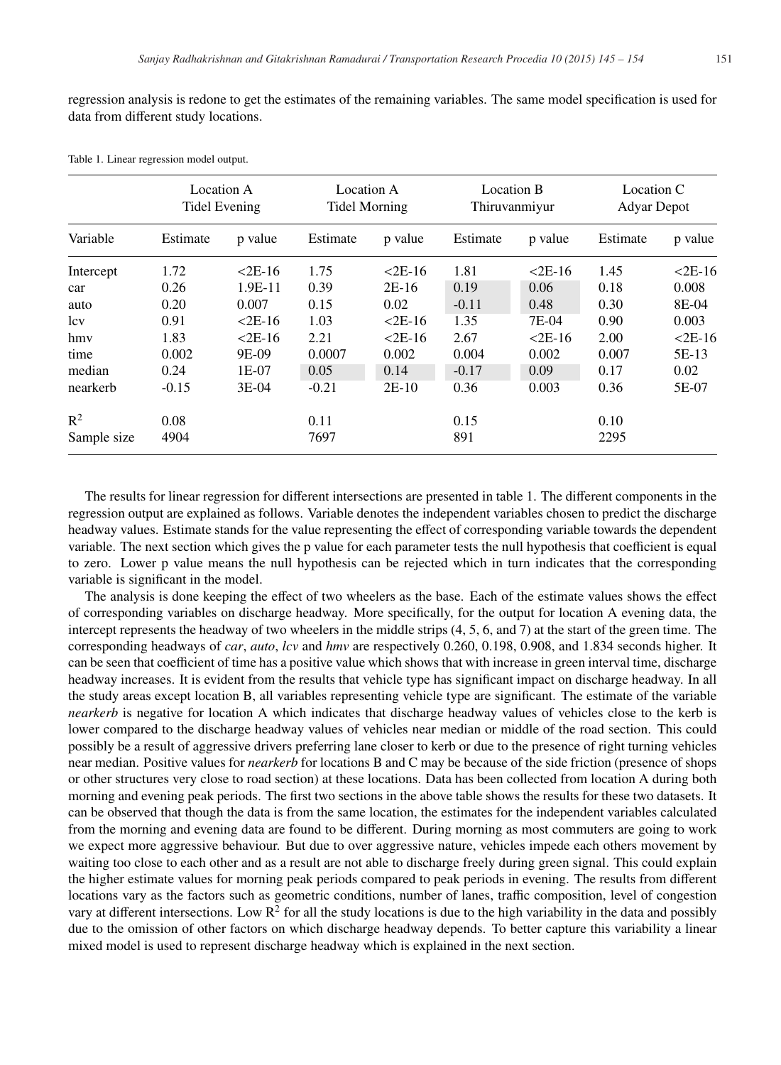regression analysis is redone to get the estimates of the remaining variables. The same model specification is used for data from different study locations.

Table 1. Linear regression model output.

| | Location A Tidel Evening | | Location A Tidel Morning | | Location B Thiruvanmiyur | | Location C Adyar Depot | |
|---|---|---|---|---|---|---|---|---|
| Variable | Estimate | p value | Estimate | p value | Estimate | p value | Estimate | p value |
| Intercept | 1.72 | <2E-16 | 1.75 | <2E-16 | 1.81 | <2E-16 | 1.45 | <2E-16 |
| car | 0.26 | 1.9E-11 | 0.39 | 2E-16 | 0.19 | 0.06 | 0.18 | 0.008 |
| auto | 0.20 | 0.007 | 0.15 | 0.02 | -0.11 | 0.48 | 0.30 | 8E-04 |
| lcv | 0.91 | <2E-16 | 1.03 | <2E-16 | 1.35 | 7E-04 | 0.90 | 0.003 |
| hmv | 1.83 | <2E-16 | 2.21 | <2E-16 | 2.67 | <2E-16 | 2.00 | <2E-16 |
| time | 0.002 | 9E-09 | 0.0007 | 0.002 | 0.004 | 0.002 | 0.007 | 5E-13 |
| median | 0.24 | 1E-07 | 0.05 | 0.14 | -0.17 | 0.09 | 0.17 | 0.02 |
| nearkerb | -0.15 | 3E-04 | -0.21 | 2E-10 | 0.36 | 0.003 | 0.36 | 5E-07 |
| $R^2$ | 0.08 | | 0.11 | | 0.15 | | 0.10 | |
| Sample size | 4904 | | 7697 | | 891 | | 2295 | |

The results for linear regression for different intersections are presented in table 1. The different components in the regression output are explained as follows. Variable denotes the independent variables chosen to predict the discharge headway values. Estimate stands for the value representing the effect of corresponding variable towards the dependent variable. The next section which gives the p value for each parameter tests the null hypothesis that coefficient is equal to zero. Lower p value means the null hypothesis can be rejected which in turn indicates that the corresponding variable is significant in the model.

The analysis is done keeping the effect of two wheelers as the base. Each of the estimate values shows the effect of corresponding variables on discharge headway. More specifically, for the output for location A evening data, the intercept represents the headway of two wheelers in the middle strips (4, 5, 6, and 7) at the start of the green time. The corresponding headways of *car*, *auto*, *lcv* and *hmv* are respectively 0.260, 0.198, 0.908, and 1.834 seconds higher. It can be seen that coefficient of time has a positive value which shows that with increase in green interval time, discharge headway increases. It is evident from the results that vehicle type has significant impact on discharge headway. In all the study areas except location B, all variables representing vehicle type are significant. The estimate of the variable *nearkerb* is negative for location A which indicates that discharge headway values of vehicles close to the kerb is lower compared to the discharge headway values of vehicles near median or middle of the road section. This could possibly be a result of aggressive drivers preferring lane closer to kerb or due to the presence of right turning vehicles near median. Positive values for *nearkerb* for locations B and C may be because of the side friction (presence of shops or other structures very close to road section) at these locations. Data has been collected from location A during both morning and evening peak periods. The first two sections in the above table shows the results for these two datasets. It can be observed that though the data is from the same location, the estimates for the independent variables calculated from the morning and evening data are found to be different. During morning as most commuters are going to work we expect more aggressive behaviour. But due to over aggressive nature, vehicles impede each others movement by waiting too close to each other and as a result are not able to discharge freely during green signal. This could explain the higher estimate values for morning peak periods compared to peak periods in evening. The results from different locations vary as the factors such as geometric conditions, number of lanes, traffic composition, level of congestion vary at different intersections. Low $R^2$ for all the study locations is due to the high variability in the data and possibly due to the omission of other factors on which discharge headway depends. To better capture this variability a linear mixed model is used to represent discharge headway which is explained in the next section.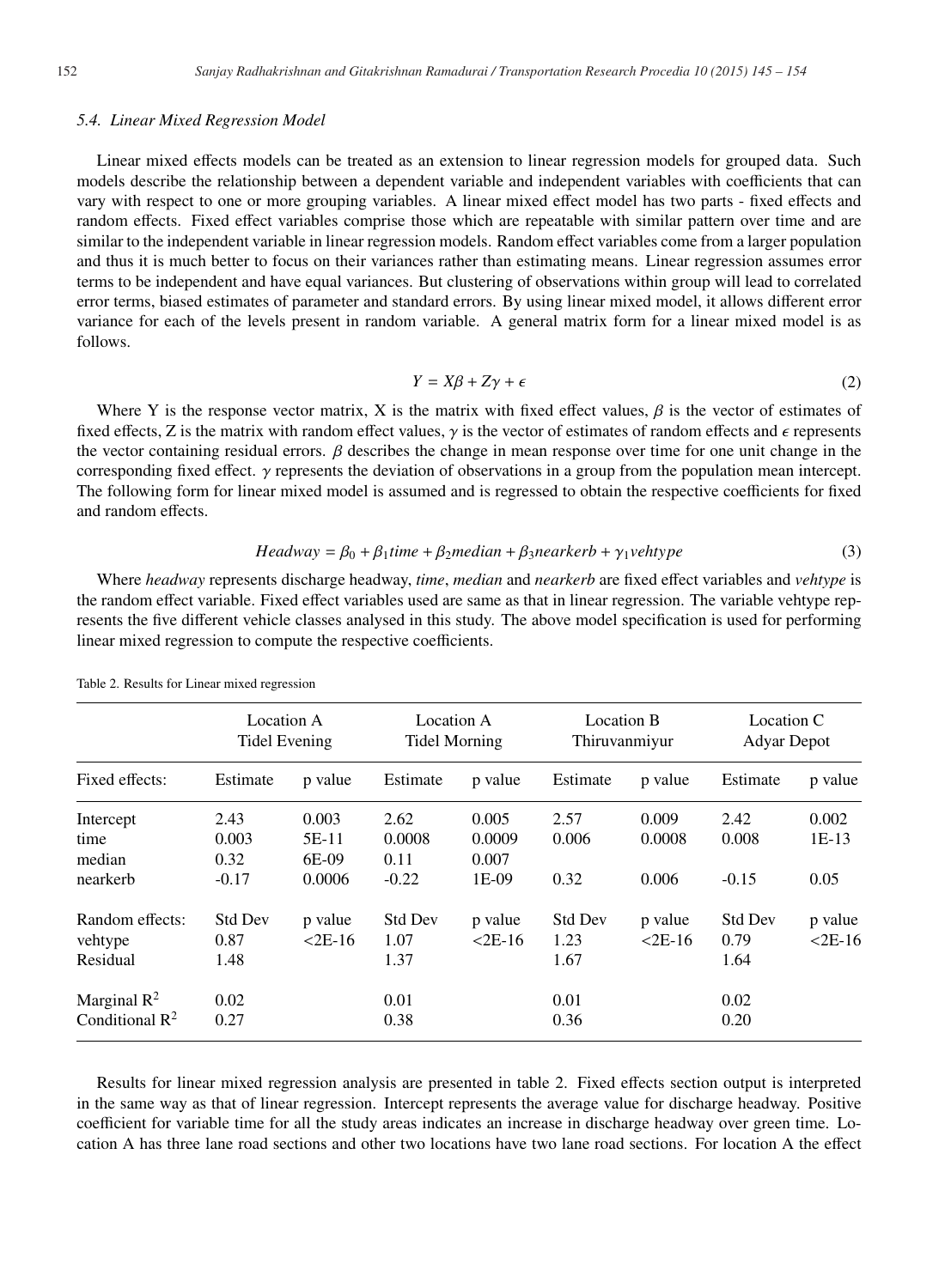### 5.4. Linear Mixed Regression Model

Linear mixed effects models can be treated as an extension to linear regression models for grouped data. Such models describe the relationship between a dependent variable and independent variables with coefficients that can vary with respect to one or more grouping variables. A linear mixed effect model has two parts - fixed effects and random effects. Fixed effect variables comprise those which are repeatable with similar pattern over time and are similar to the independent variable in linear regression models. Random effect variables come from a larger population and thus it is much better to focus on their variances rather than estimating means. Linear regression assumes error terms to be independent and have equal variances. But clustering of observations within group will lead to correlated error terms, biased estimates of parameter and standard errors. By using linear mixed model, it allows different error variance for each of the levels present in random variable. A general matrix form for a linear mixed model is as follows.

$$Y = X\beta + Z\gamma + \epsilon \tag{2}$$

Where Y is the response vector matrix, X is the matrix with fixed effect values, $\beta$ is the vector of estimates of fixed effects, Z is the matrix with random effect values, $\gamma$ is the vector of estimates of random effects and $\epsilon$ represents the vector containing residual errors. $\beta$ describes the change in mean response over time for one unit change in the corresponding fixed effect. $\gamma$ represents the deviation of observations in a group from the population mean intercept. The following form for linear mixed model is assumed and is regressed to obtain the respective coefficients for fixed and random effects.

$$Headway = \beta_0 + \beta_1 time + \beta_2 median + \beta_3 nearkerb + \gamma_1 vehtype \tag{3}$$

Where *headway* represents discharge headway, *time*, *median* and *nearkerb* are fixed effect variables and *vehtype* is the random effect variable. Fixed effect variables used are same as that in linear regression. The variable vehtype represents the five different vehicle classes analysed in this study. The above model specification is used for performing linear mixed regression to compute the respective coefficients.

Table 2. Results for Linear mixed regression

| | Location A Tidel Evening | | Location A Tidel Morning | | Location B Thiruvanmiyur | | Location C Adyar Depot | |
|---|---|---|---|---|---|---|---|---|
| Fixed effects: | Estimate | p value | Estimate | p value | Estimate | p value | Estimate | p value |
| Intercept | 2.43 | 0.003 | 2.62 | 0.005 | 2.57 | 0.009 | 2.42 | 0.002 |
| time | 0.003 | 5E-11 | 0.0008 | 0.0009 | 0.006 | 0.0008 | 0.008 | 1E-13 |
| median | 0.32 | 6E-09 | 0.11 | 0.007 | | | | |
| nearkerb | -0.17 | 0.0006 | -0.22 | 1E-09 | 0.32 | 0.006 | -0.15 | 0.05 |
| Random effects: | Std Dev | p value | Std Dev | p value | Std Dev | p value | Std Dev | p value |
| vehtype | 0.87 | <2E-16 | 1.07 | <2E-16 | 1.23 | <2E-16 | 0.79 | <2E-16 |
| Residual | 1.48 | | 1.37 | | 1.67 | | 1.64 | |
| Marginal $R^2$ | 0.02 | | 0.01 | | 0.01 | | 0.02 | |
| Conditional $R^2$ | 0.27 | | 0.38 | | 0.36 | | 0.20 | |

Results for linear mixed regression analysis are presented in table 2. Fixed effects section output is interpreted in the same way as that of linear regression. Intercept represents the average value for discharge headway. Positive coefficient for variable time for all the study areas indicates an increase in discharge headway over green time. Location A has three lane road sections and other two locations have two lane road sections. For location A the effect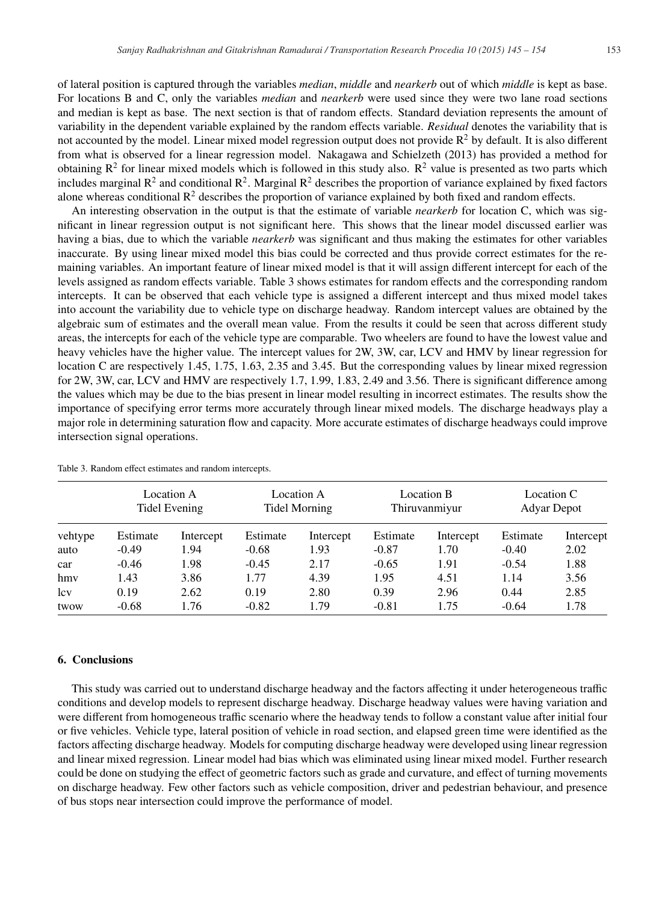of lateral position is captured through the variables *median*, *middle* and *nearkerb* out of which *middle* is kept as base. For locations B and C, only the variables *median* and *nearkerb* were used since they were two lane road sections and median is kept as base. The next section is that of random effects. Standard deviation represents the amount of variability in the dependent variable explained by the random effects variable. *Residual* denotes the variability that is not accounted by the model. Linear mixed model regression output does not provide $R^2$ by default. It is also different from what is observed for a linear regression model. Nakagawa and Schielzeth (2013) has provided a method for obtaining $R^2$ for linear mixed models which is followed in this study also. $R^2$ value is presented as two parts which includes marginal $R^2$ and conditional $R^2$. Marginal $R^2$ describes the proportion of variance explained by fixed factors alone whereas conditional $R^2$ describes the proportion of variance explained by both fixed and random effects.

An interesting observation in the output is that the estimate of variable *nearkerb* for location C, which was significant in linear regression output is not significant here. This shows that the linear model discussed earlier was having a bias, due to which the variable *nearkerb* was significant and thus making the estimates for other variables inaccurate. By using linear mixed model this bias could be corrected and thus provide correct estimates for the remaining variables. An important feature of linear mixed model is that it will assign different intercept for each of the levels assigned as random effects variable. Table 3 shows estimates for random effects and the corresponding random intercepts. It can be observed that each vehicle type is assigned a different intercept and thus mixed model takes into account the variability due to vehicle type on discharge headway. Random intercept values are obtained by the algebraic sum of estimates and the overall mean value. From the results it could be seen that across different study areas, the intercepts for each of the vehicle type are comparable. Two wheelers are found to have the lowest value and heavy vehicles have the higher value. The intercept values for 2W, 3W, car, LCV and HMV by linear regression for location C are respectively 1.45, 1.75, 1.63, 2.35 and 3.45. But the corresponding values by linear mixed regression for 2W, 3W, car, LCV and HMV are respectively 1.7, 1.99, 1.83, 2.49 and 3.56. There is significant difference among the values which may be due to the bias present in linear model resulting in incorrect estimates. The results show the importance of specifying error terms more accurately through linear mixed models. The discharge headways play a major role in determining saturation flow and capacity. More accurate estimates of discharge headways could improve intersection signal operations.

Table 3. Random effect estimates and random intercepts.

| | Location A Tidel Evening | | Location A Tidel Morning | | Location B Thiruvanmiyur | | Location C Adyar Depot | |
|---|---|---|---|---|---|---|---|---|
| vehtype | Estimate | Intercept | Estimate | Intercept | Estimate | Intercept | Estimate | Intercept |
| auto | -0.49 | 1.94 | -0.68 | 1.93 | -0.87 | 1.70 | -0.40 | 2.02 |
| car | -0.46 | 1.98 | -0.45 | 2.17 | -0.65 | 1.91 | -0.54 | 1.88 |
| hmv | 1.43 | 3.86 | 1.77 | 4.39 | 1.95 | 4.51 | 1.14 | 3.56 |
| lcv | 0.19 | 2.62 | 0.19 | 2.80 | 0.39 | 2.96 | 0.44 | 2.85 |
| twow | -0.68 | 1.76 | -0.82 | 1.79 | -0.81 | 1.75 | -0.64 | 1.78 |

## 6. Conclusions

This study was carried out to understand discharge headway and the factors affecting it under heterogeneous traffic conditions and develop models to represent discharge headway. Discharge headway values were having variation and were different from homogeneous traffic scenario where the headway tends to follow a constant value after initial four or five vehicles. Vehicle type, lateral position of vehicle in road section, and elapsed green time were identified as the factors affecting discharge headway. Models for computing discharge headway were developed using linear regression and linear mixed regression. Linear model had bias which was eliminated using linear mixed model. Further research could be done on studying the effect of geometric factors such as grade and curvature, and effect of turning movements on discharge headway. Few other factors such as vehicle composition, driver and pedestrian behaviour, and presence of bus stops near intersection could improve the performance of model.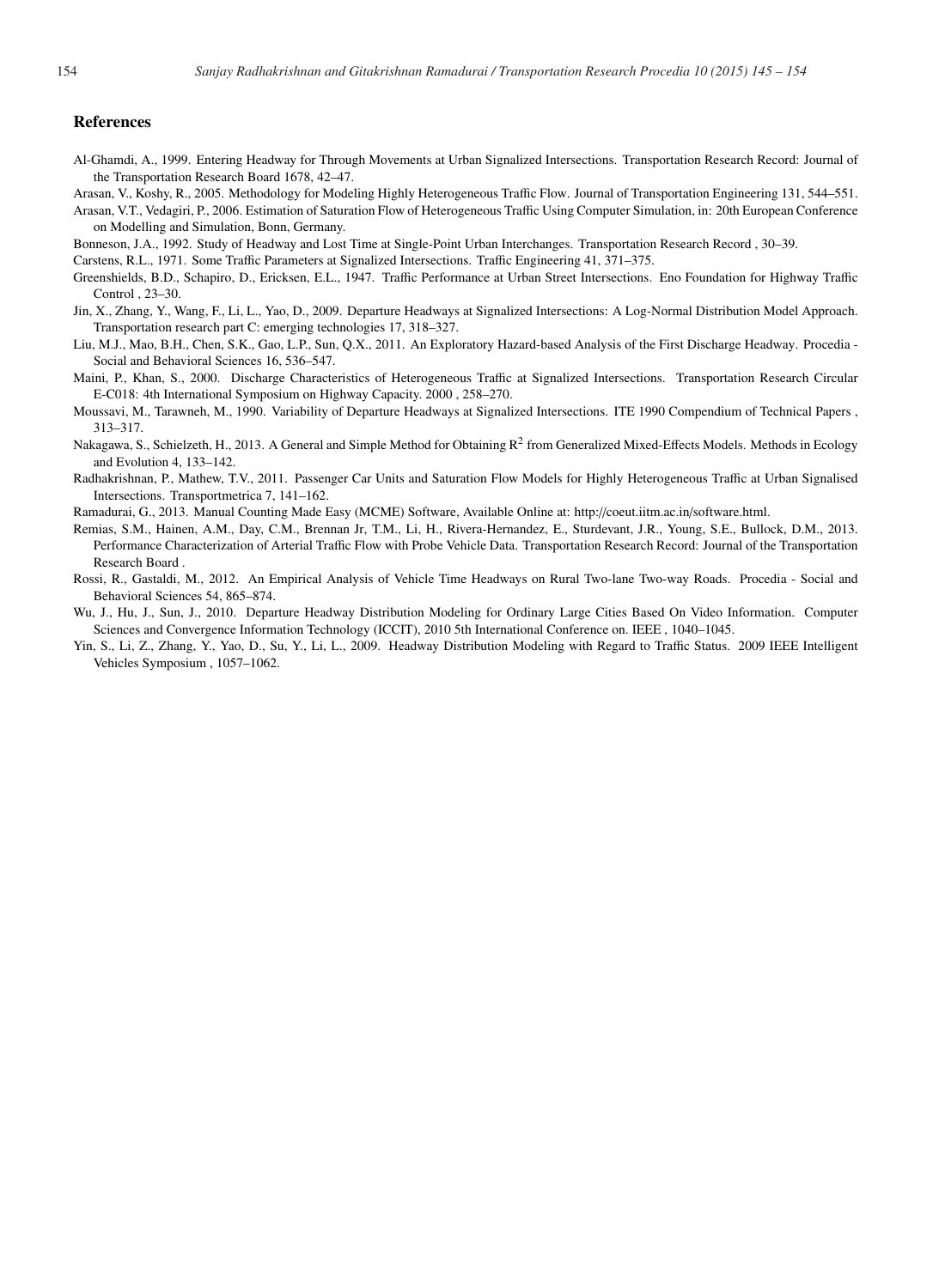## References

Al-Ghamdi, A., 1999. Entering Headway for Through Movements at Urban Signalized Intersections. Transportation Research Record: Journal of the Transportation Research Board 1678, 42–47.

Arasan, V., Koshy, R., 2005. Methodology for Modeling Highly Heterogeneous Traffic Flow. Journal of Transportation Engineering 131, 544–551.

Arasan, V.T., Vedagiri, P., 2006. Estimation of Saturation Flow of Heterogeneous Traffic Using Computer Simulation, in: 20th European Conference on Modelling and Simulation, Bonn, Germany.

Bonneson, J.A., 1992. Study of Headway and Lost Time at Single-Point Urban Interchanges. Transportation Research Record , 30–39.

Carstens, R.L., 1971. Some Traffic Parameters at Signalized Intersections. Traffic Engineering 41, 371–375.

Greenshields, B.D., Schapiro, D., Ericksen, E.L., 1947. Traffic Performance at Urban Street Intersections. Eno Foundation for Highway Traffic Control , 23–30.

Jin, X., Zhang, Y., Wang, F., Li, L., Yao, D., 2009. Departure Headways at Signalized Intersections: A Log-Normal Distribution Model Approach. Transportation research part C: emerging technologies 17, 318–327.

Liu, M.J., Mao, B.H., Chen, S.K., Gao, L.P., Sun, Q.X., 2011. An Exploratory Hazard-based Analysis of the First Discharge Headway. Procedia - Social and Behavioral Sciences 16, 536–547.

Maini, P., Khan, S., 2000. Discharge Characteristics of Heterogeneous Traffic at Signalized Intersections. Transportation Research Circular E-C018: 4th International Symposium on Highway Capacity. 2000 , 258–270.

Moussavi, M., Tarawneh, M., 1990. Variability of Departure Headways at Signalized Intersections. ITE 1990 Compendium of Technical Papers , 313–317.

Nakagawa, S., Schielzeth, H., 2013. A General and Simple Method for Obtaining $R^2$ from Generalized Mixed-Effects Models. Methods in Ecology and Evolution 4, 133–142.

Radhakrishnan, P., Mathew, T.V., 2011. Passenger Car Units and Saturation Flow Models for Highly Heterogeneous Traffic at Urban Signalised Intersections. Transportmetrica 7, 141–162.

Ramadurai, G., 2013. Manual Counting Made Easy (MCME) Software, Available Online at: http://coeut.iitm.ac.in/software.html.

Remias, S.M., Hainen, A.M., Day, C.M., Brennan Jr, T.M., Li, H., Rivera-Hernandez, E., Sturdevant, J.R., Young, S.E., Bullock, D.M., 2013. Performance Characterization of Arterial Traffic Flow with Probe Vehicle Data. Transportation Research Record: Journal of the Transportation Research Board .

Rossi, R., Gastaldi, M., 2012. An Empirical Analysis of Vehicle Time Headways on Rural Two-lane Two-way Roads. Procedia - Social and Behavioral Sciences 54, 865–874.

Wu, J., Hu, J., Sun, J., 2010. Departure Headway Distribution Modeling for Ordinary Large Cities Based On Video Information. Computer Sciences and Convergence Information Technology (ICCIT), 2010 5th International Conference on. IEEE , 1040–1045.

Yin, S., Li, Z., Zhang, Y., Yao, D., Su, Y., Li, L., 2009. Headway Distribution Modeling with Regard to Traffic Status. 2009 IEEE Intelligent Vehicles Symposium , 1057–1062.